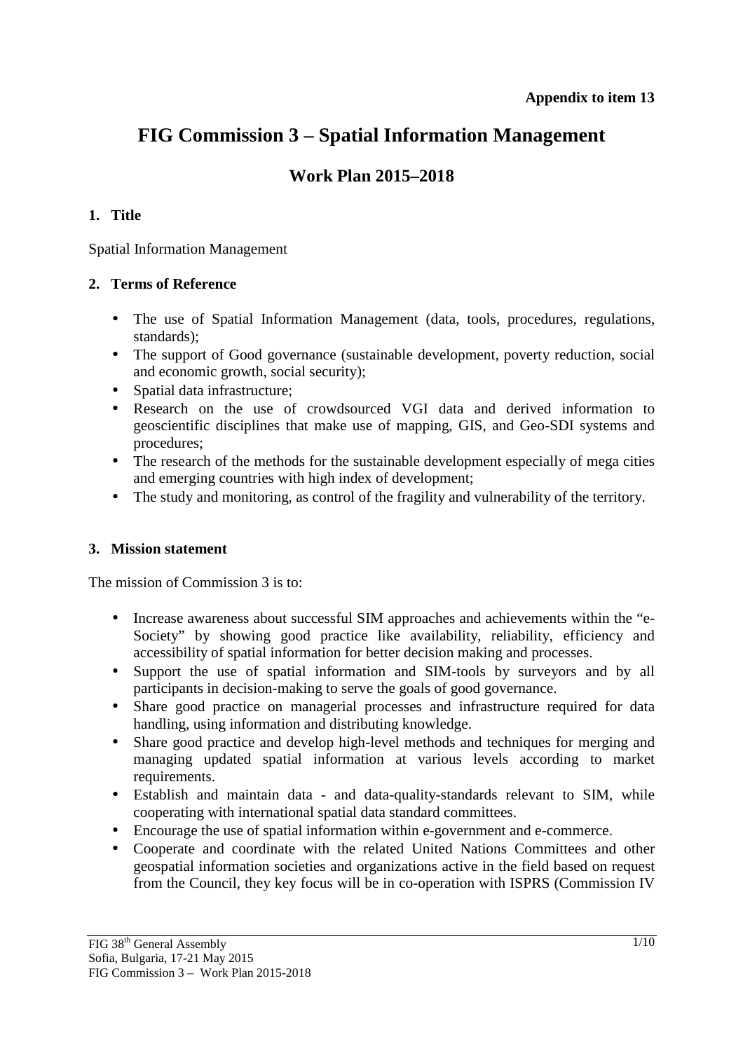**Appendix to item 13**

# FIG Commission 3 – Spatial Information Management

## Work Plan 2015–2018

### 1. Title

Spatial Information Management

### 2. Terms of Reference

- The use of Spatial Information Management (data, tools, procedures, regulations, standards);
- The support of Good governance (sustainable development, poverty reduction, social and economic growth, social security);
- Spatial data infrastructure;
- Research on the use of crowdsourced VGI data and derived information to geoscientific disciplines that make use of mapping, GIS, and Geo-SDI systems and procedures;
- The research of the methods for the sustainable development especially of mega cities and emerging countries with high index of development;
- The study and monitoring, as control of the fragility and vulnerability of the territory.

### 3. Mission statement

The mission of Commission 3 is to:

- Increase awareness about successful SIM approaches and achievements within the "e-Society" by showing good practice like availability, reliability, efficiency and accessibility of spatial information for better decision making and processes.
- Support the use of spatial information and SIM-tools by surveyors and by all participants in decision-making to serve the goals of good governance.
- Share good practice on managerial processes and infrastructure required for data handling, using information and distributing knowledge.
- Share good practice and develop high-level methods and techniques for merging and managing updated spatial information at various levels according to market requirements.
- Establish and maintain data - and data-quality-standards relevant to SIM, while cooperating with international spatial data standard committees.
- Encourage the use of spatial information within e-government and e-commerce.
- Cooperate and coordinate with the related United Nations Committees and other geospatial information societies and organizations active in the field based on request from the Council, they key focus will be in co-operation with ISPRS (Commission IV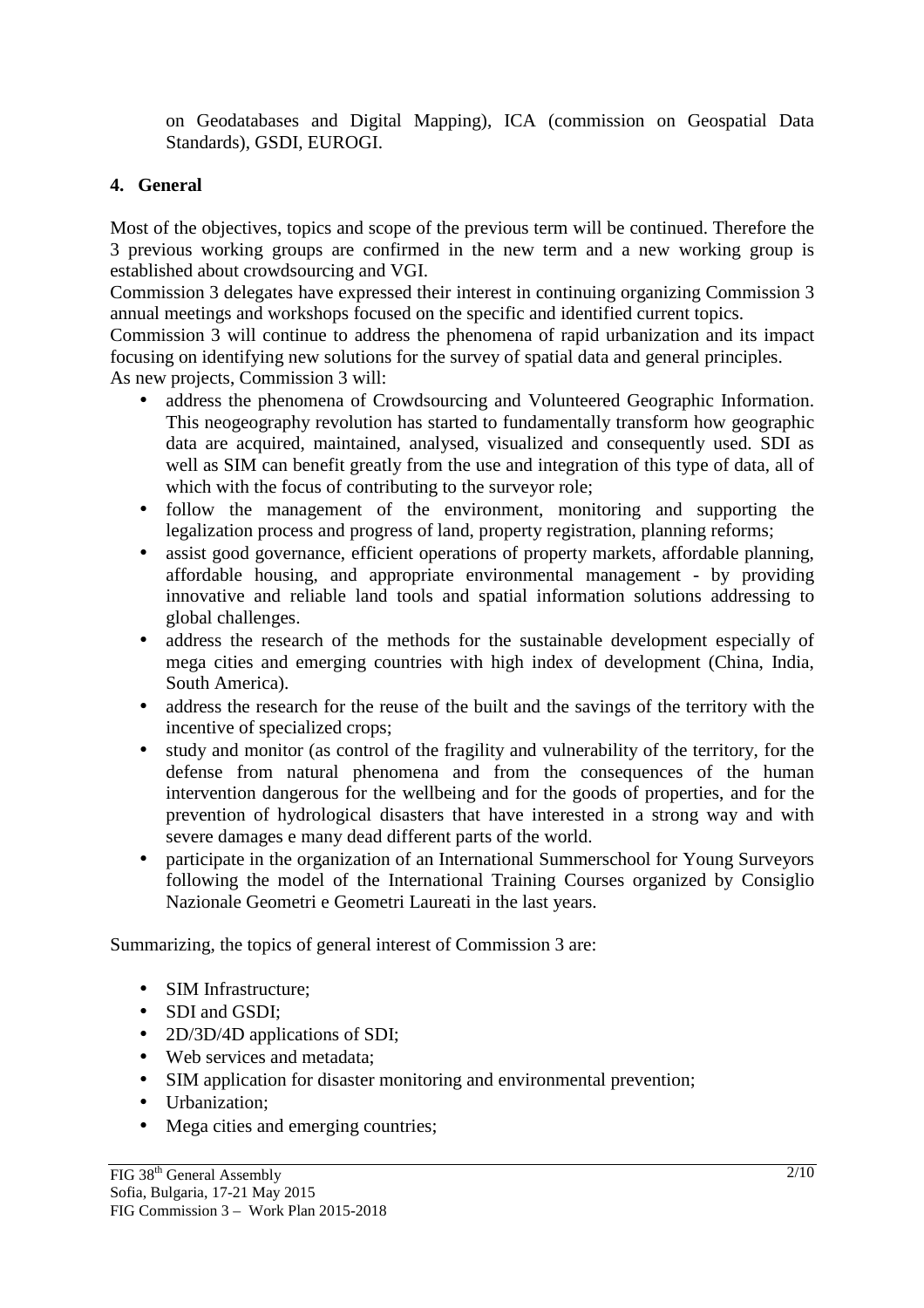on Geodatabases and Digital Mapping), ICA (commission on Geospatial Data Standards), GSDI, EUROGI.

## 4. General

Most of the objectives, topics and scope of the previous term will be continued. Therefore the 3 previous working groups are confirmed in the new term and a new working group is established about crowdsourcing and VGI.

Commission 3 delegates have expressed their interest in continuing organizing Commission 3 annual meetings and workshops focused on the specific and identified current topics.

Commission 3 will continue to address the phenomena of rapid urbanization and its impact focusing on identifying new solutions for the survey of spatial data and general principles.

As new projects, Commission 3 will:

- address the phenomena of Crowdsourcing and Volunteered Geographic Information. This neogeography revolution has started to fundamentally transform how geographic data are acquired, maintained, analysed, visualized and consequently used. SDI as well as SIM can benefit greatly from the use and integration of this type of data, all of which with the focus of contributing to the surveyor role;
- follow the management of the environment, monitoring and supporting the legalization process and progress of land, property registration, planning reforms;
- assist good governance, efficient operations of property markets, affordable planning, affordable housing, and appropriate environmental management - by providing innovative and reliable land tools and spatial information solutions addressing to global challenges.
- address the research of the methods for the sustainable development especially of mega cities and emerging countries with high index of development (China, India, South America).
- address the research for the reuse of the built and the savings of the territory with the incentive of specialized crops;
- study and monitor (as control of the fragility and vulnerability of the territory, for the defense from natural phenomena and from the consequences of the human intervention dangerous for the wellbeing and for the goods of properties, and for the prevention of hydrological disasters that have interested in a strong way and with severe damages e many dead different parts of the world.
- participate in the organization of an International Summerschool for Young Surveyors following the model of the International Training Courses organized by Consiglio Nazionale Geometri e Geometri Laureati in the last years.

Summarizing, the topics of general interest of Commission 3 are:

- SIM Infrastructure;
- SDI and GSDI;
- 2D/3D/4D applications of SDI;
- Web services and metadata;
- SIM application for disaster monitoring and environmental prevention;
- Urbanization;
- Mega cities and emerging countries;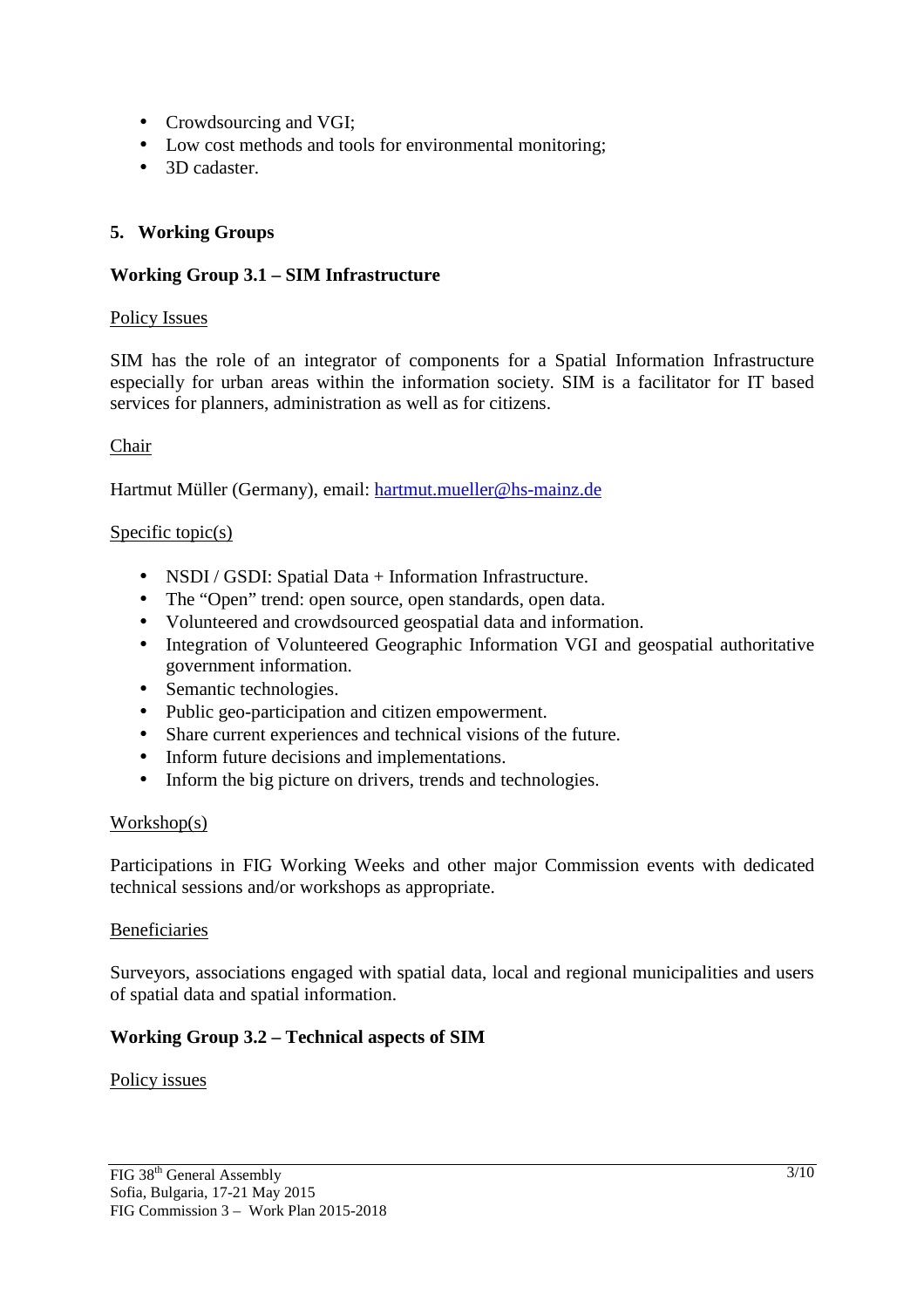- Crowdsourcing and VGI;
- Low cost methods and tools for environmental monitoring;
- 3D cadaster.

## 5. Working Groups

### Working Group 3.1 – SIM Infrastructure

Policy Issues

SIM has the role of an integrator of components for a Spatial Information Infrastructure especially for urban areas within the information society. SIM is a facilitator for IT based services for planners, administration as well as for citizens.

Chair

Hartmut Müller (Germany), email: hartmut.mueller@hs-mainz.de

Specific topic(s)

- NSDI / GSDI: Spatial Data + Information Infrastructure.
- The "Open" trend: open source, open standards, open data.
- Volunteered and crowdsourced geospatial data and information.
- Integration of Volunteered Geographic Information VGI and geospatial authoritative government information.
- Semantic technologies.
- Public geo-participation and citizen empowerment.
- Share current experiences and technical visions of the future.
- Inform future decisions and implementations.
- Inform the big picture on drivers, trends and technologies.

Workshop(s)

Participations in FIG Working Weeks and other major Commission events with dedicated technical sessions and/or workshops as appropriate.

Beneficiaries

Surveyors, associations engaged with spatial data, local and regional municipalities and users of spatial data and spatial information.

### Working Group 3.2 – Technical aspects of SIM

Policy issues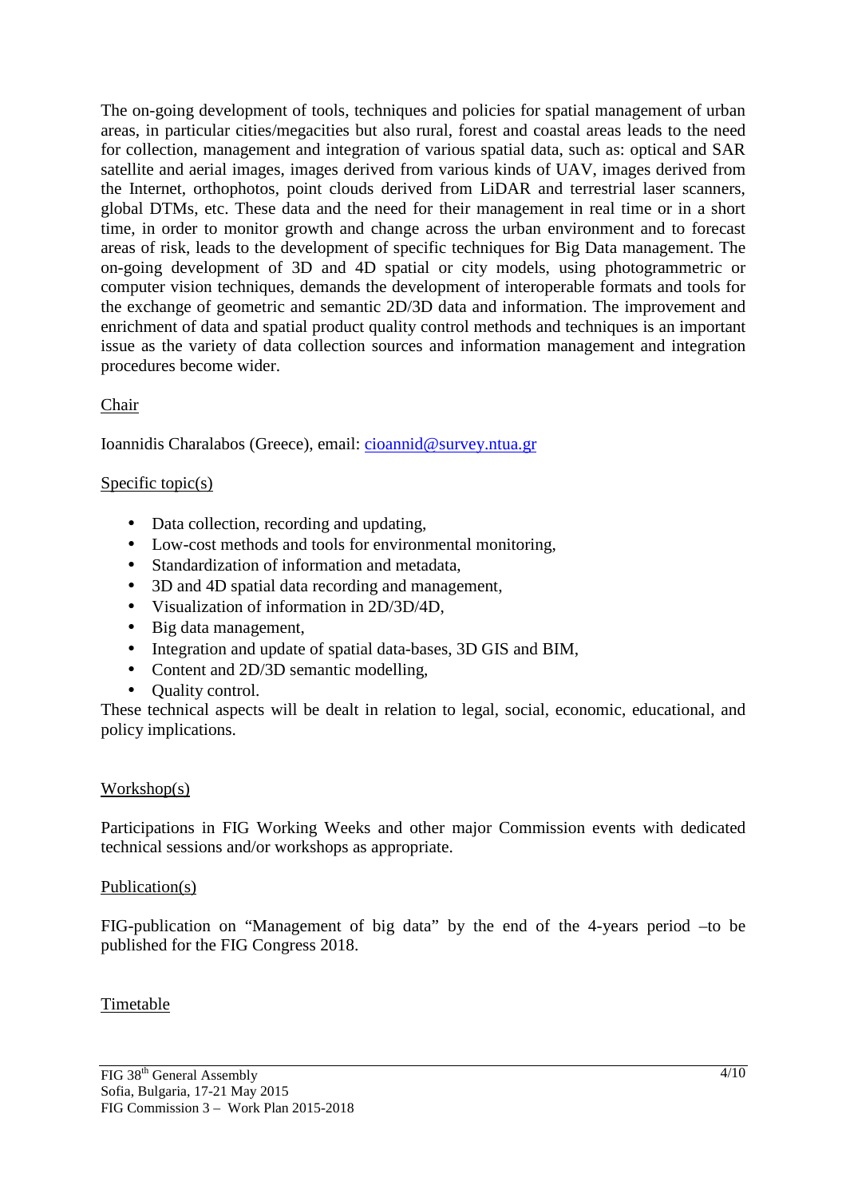The on-going development of tools, techniques and policies for spatial management of urban areas, in particular cities/megacities but also rural, forest and coastal areas leads to the need for collection, management and integration of various spatial data, such as: optical and SAR satellite and aerial images, images derived from various kinds of UAV, images derived from the Internet, orthophotos, point clouds derived from LiDAR and terrestrial laser scanners, global DTMs, etc. These data and the need for their management in real time or in a short time, in order to monitor growth and change across the urban environment and to forecast areas of risk, leads to the development of specific techniques for Big Data management. The on-going development of 3D and 4D spatial or city models, using photogrammetric or computer vision techniques, demands the development of interoperable formats and tools for the exchange of geometric and semantic 2D/3D data and information. The improvement and enrichment of data and spatial product quality control methods and techniques is an important issue as the variety of data collection sources and information management and integration procedures become wider.

Chair

Ioannidis Charalabos (Greece), email: cioannid@survey.ntua.gr

Specific topic(s)

- Data collection, recording and updating,
- Low-cost methods and tools for environmental monitoring,
- Standardization of information and metadata,
- 3D and 4D spatial data recording and management,
- Visualization of information in 2D/3D/4D,
- Big data management,
- Integration and update of spatial data-bases, 3D GIS and BIM,
- Content and 2D/3D semantic modelling,
- Quality control.

These technical aspects will be dealt in relation to legal, social, economic, educational, and policy implications.

Workshop(s)

Participations in FIG Working Weeks and other major Commission events with dedicated technical sessions and/or workshops as appropriate.

Publication(s)

FIG-publication on "Management of big data" by the end of the 4-years period –to be published for the FIG Congress 2018.

Timetable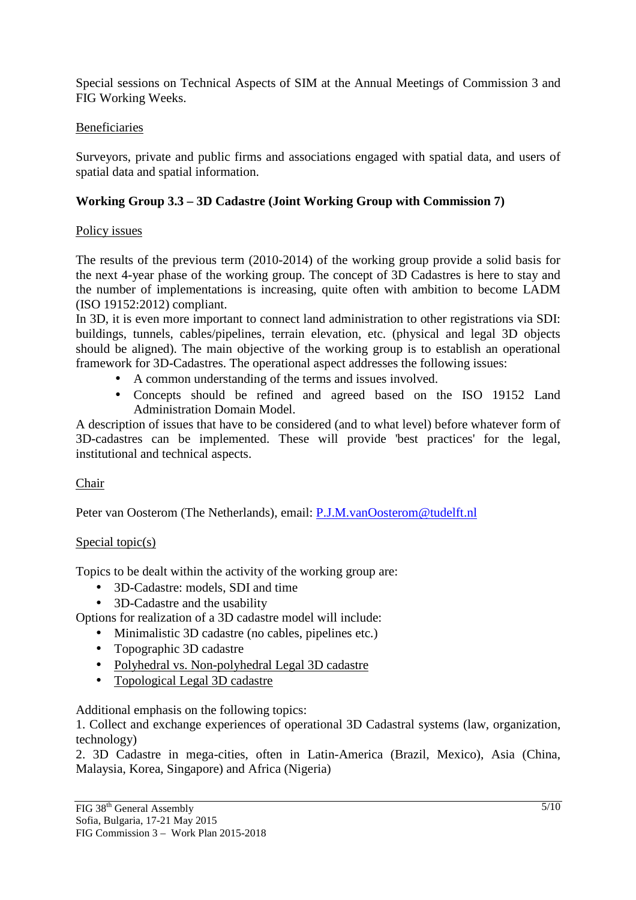Special sessions on Technical Aspects of SIM at the Annual Meetings of Commission 3 and FIG Working Weeks.

Beneficiaries

Surveyors, private and public firms and associations engaged with spatial data, and users of spatial data and spatial information.

**Working Group 3.3 – 3D Cadastre (Joint Working Group with Commission 7)**

Policy issues

The results of the previous term (2010-2014) of the working group provide a solid basis for the next 4-year phase of the working group. The concept of 3D Cadastres is here to stay and the number of implementations is increasing, quite often with ambition to become LADM (ISO 19152:2012) compliant.
In 3D, it is even more important to connect land administration to other registrations via SDI: buildings, tunnels, cables/pipelines, terrain elevation, etc. (physical and legal 3D objects should be aligned). The main objective of the working group is to establish an operational framework for 3D-Cadastres. The operational aspect addresses the following issues:

- A common understanding of the terms and issues involved.
- Concepts should be refined and agreed based on the ISO 19152 Land Administration Domain Model.

A description of issues that have to be considered (and to what level) before whatever form of 3D-cadastres can be implemented. These will provide 'best practices' for the legal, institutional and technical aspects.

Chair

Peter van Oosterom (The Netherlands), email: P.J.M.vanOosterom@tudelft.nl

Special topic(s)

Topics to be dealt within the activity of the working group are:

- 3D-Cadastre: models, SDI and time
- 3D-Cadastre and the usability

Options for realization of a 3D cadastre model will include:

- Minimalistic 3D cadastre (no cables, pipelines etc.)
- Topographic 3D cadastre
- Polyhedral vs. Non-polyhedral Legal 3D cadastre
- Topological Legal 3D cadastre

Additional emphasis on the following topics:
1. Collect and exchange experiences of operational 3D Cadastral systems (law, organization, technology)
2. 3D Cadastre in mega-cities, often in Latin-America (Brazil, Mexico), Asia (China, Malaysia, Korea, Singapore) and Africa (Nigeria)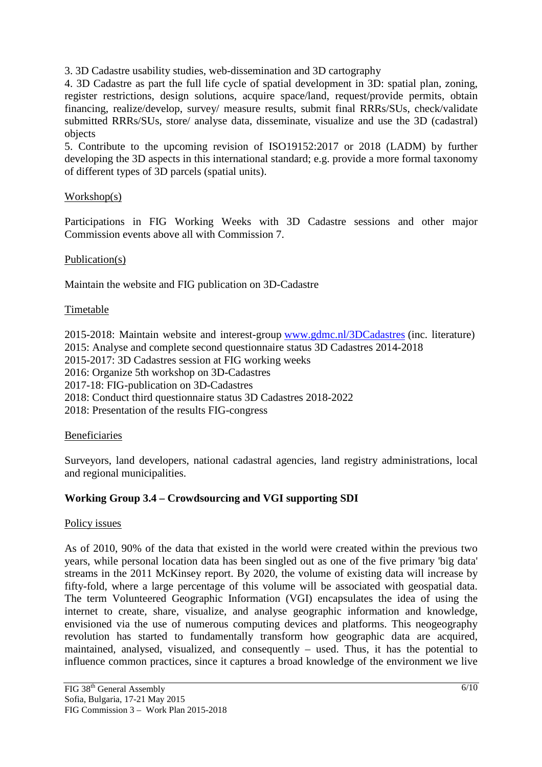3. 3D Cadastre usability studies, web-dissemination and 3D cartography

4. 3D Cadastre as part the full life cycle of spatial development in 3D: spatial plan, zoning, register restrictions, design solutions, acquire space/land, request/provide permits, obtain financing, realize/develop, survey/ measure results, submit final RRRs/SUs, check/validate submitted RRRs/SUs, store/ analyse data, disseminate, visualize and use the 3D (cadastral) objects

5. Contribute to the upcoming revision of ISO19152:2017 or 2018 (LADM) by further developing the 3D aspects in this international standard; e.g. provide a more formal taxonomy of different types of 3D parcels (spatial units).

Workshop(s)

Participations in FIG Working Weeks with 3D Cadastre sessions and other major Commission events above all with Commission 7.

Publication(s)

Maintain the website and FIG publication on 3D-Cadastre

Timetable

2015-2018: Maintain website and interest-group [www.gdmc.nl/3DCadastres](http://www.gdmc.nl/3DCadastres) (inc. literature)
2015: Analyse and complete second questionnaire status 3D Cadastres 2014-2018
2015-2017: 3D Cadastres session at FIG working weeks
2016: Organize 5th workshop on 3D-Cadastres
2017-18: FIG-publication on 3D-Cadastres
2018: Conduct third questionnaire status 3D Cadastres 2018-2022
2018: Presentation of the results FIG-congress

Beneficiaries

Surveyors, land developers, national cadastral agencies, land registry administrations, local and regional municipalities.

**Working Group 3.4 – Crowdsourcing and VGI supporting SDI**

Policy issues

As of 2010, 90% of the data that existed in the world were created within the previous two years, while personal location data has been singled out as one of the five primary 'big data' streams in the 2011 McKinsey report. By 2020, the volume of existing data will increase by fifty-fold, where a large percentage of this volume will be associated with geospatial data. The term Volunteered Geographic Information (VGI) encapsulates the idea of using the internet to create, share, visualize, and analyse geographic information and knowledge, envisioned via the use of numerous computing devices and platforms. This neogeography revolution has started to fundamentally transform how geographic data are acquired, maintained, analysed, visualized, and consequently – used. Thus, it has the potential to influence common practices, since it captures a broad knowledge of the environment we live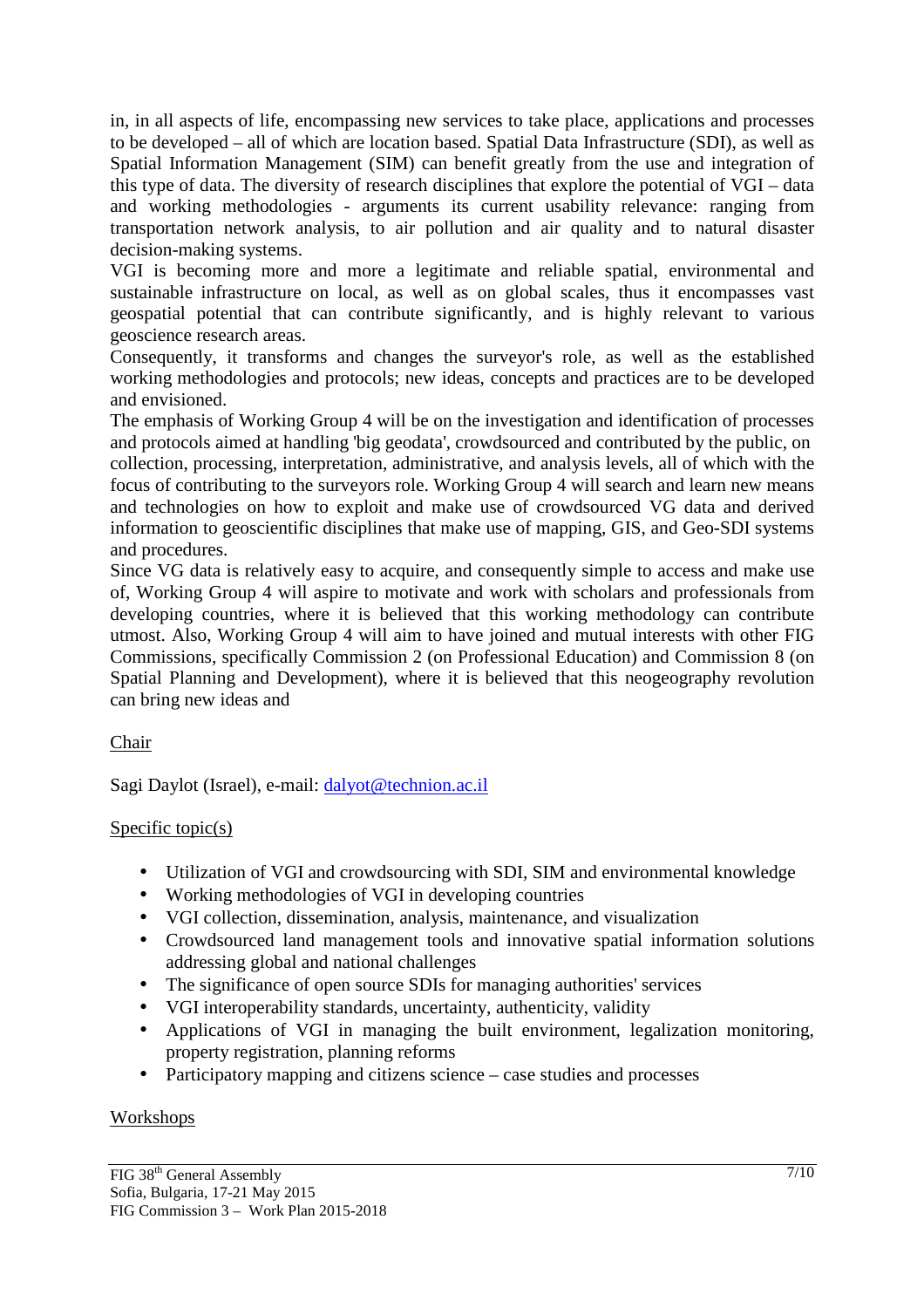in, in all aspects of life, encompassing new services to take place, applications and processes to be developed – all of which are location based. Spatial Data Infrastructure (SDI), as well as Spatial Information Management (SIM) can benefit greatly from the use and integration of this type of data. The diversity of research disciplines that explore the potential of VGI – data and working methodologies - arguments its current usability relevance: ranging from transportation network analysis, to air pollution and air quality and to natural disaster decision-making systems.

VGI is becoming more and more a legitimate and reliable spatial, environmental and sustainable infrastructure on local, as well as on global scales, thus it encompasses vast geospatial potential that can contribute significantly, and is highly relevant to various geoscience research areas.

Consequently, it transforms and changes the surveyor's role, as well as the established working methodologies and protocols; new ideas, concepts and practices are to be developed and envisioned.

The emphasis of Working Group 4 will be on the investigation and identification of processes and protocols aimed at handling 'big geodata', crowdsourced and contributed by the public, on collection, processing, interpretation, administrative, and analysis levels, all of which with the focus of contributing to the surveyors role. Working Group 4 will search and learn new means and technologies on how to exploit and make use of crowdsourced VG data and derived information to geoscientific disciplines that make use of mapping, GIS, and Geo-SDI systems and procedures.

Since VG data is relatively easy to acquire, and consequently simple to access and make use of, Working Group 4 will aspire to motivate and work with scholars and professionals from developing countries, where it is believed that this working methodology can contribute utmost. Also, Working Group 4 will aim to have joined and mutual interests with other FIG Commissions, specifically Commission 2 (on Professional Education) and Commission 8 (on Spatial Planning and Development), where it is believed that this neogeography revolution can bring new ideas and

Chair

Sagi Daylot (Israel), e-mail: dalyot@technion.ac.il

Specific topic(s)

- Utilization of VGI and crowdsourcing with SDI, SIM and environmental knowledge
- Working methodologies of VGI in developing countries
- VGI collection, dissemination, analysis, maintenance, and visualization
- Crowdsourced land management tools and innovative spatial information solutions addressing global and national challenges
- The significance of open source SDIs for managing authorities' services
- VGI interoperability standards, uncertainty, authenticity, validity
- Applications of VGI in managing the built environment, legalization monitoring, property registration, planning reforms
- Participatory mapping and citizens science – case studies and processes

Workshops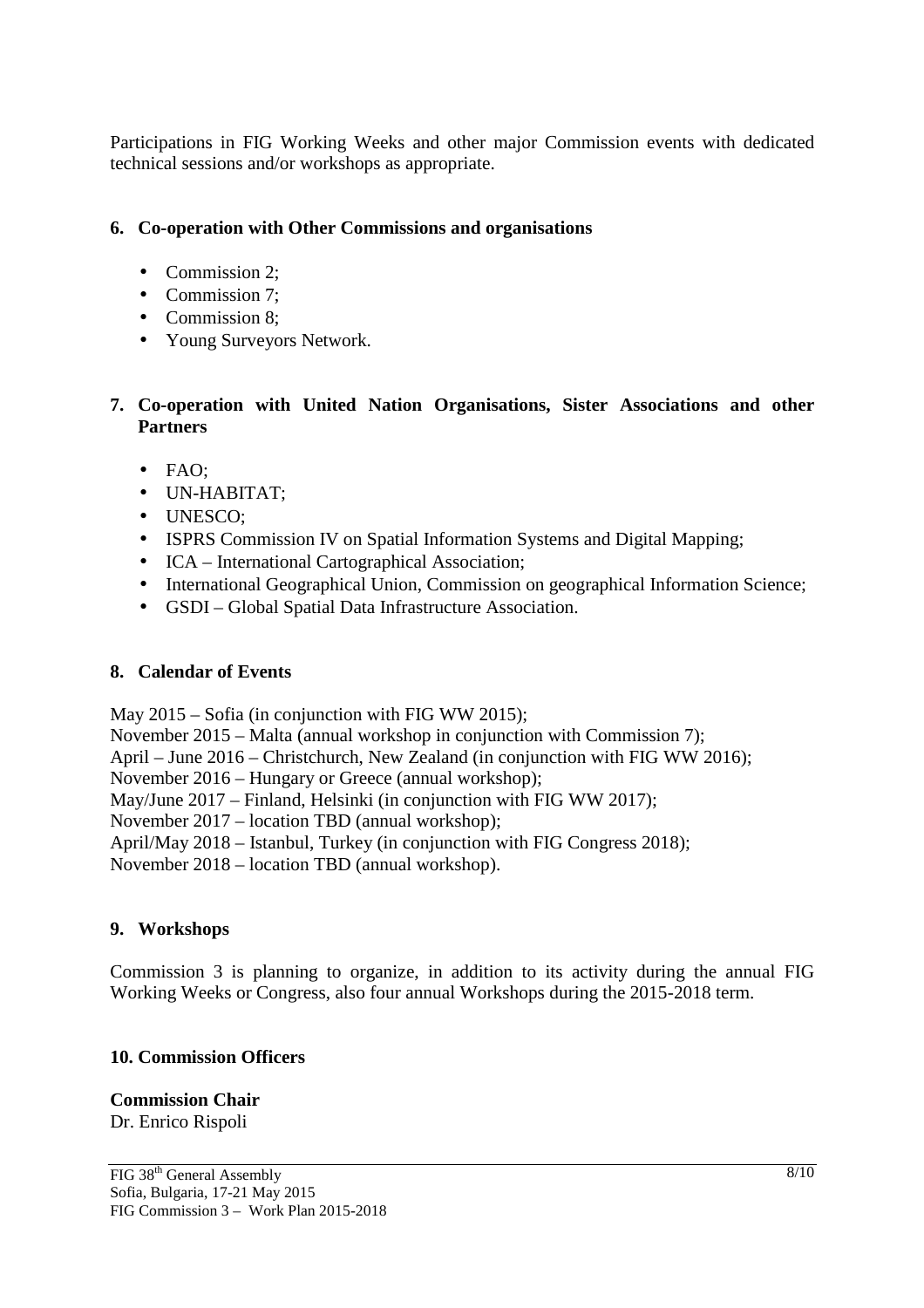Participations in FIG Working Weeks and other major Commission events with dedicated technical sessions and/or workshops as appropriate.

## 6. Co-operation with Other Commissions and organisations

- Commission 2;
- Commission 7;
- Commission 8;
- Young Surveyors Network.

## 7. Co-operation with United Nation Organisations, Sister Associations and other Partners

- FAO;
- UN-HABITAT;
- UNESCO;
- ISPRS Commission IV on Spatial Information Systems and Digital Mapping;
- ICA – International Cartographical Association;
- International Geographical Union, Commission on geographical Information Science;
- GSDI – Global Spatial Data Infrastructure Association.

## 8. Calendar of Events

May 2015 – Sofia (in conjunction with FIG WW 2015);
November 2015 – Malta (annual workshop in conjunction with Commission 7);
April – June 2016 – Christchurch, New Zealand (in conjunction with FIG WW 2016);
November 2016 – Hungary or Greece (annual workshop);
May/June 2017 – Finland, Helsinki (in conjunction with FIG WW 2017);
November 2017 – location TBD (annual workshop);
April/May 2018 – Istanbul, Turkey (in conjunction with FIG Congress 2018);
November 2018 – location TBD (annual workshop).

## 9. Workshops

Commission 3 is planning to organize, in addition to its activity during the annual FIG Working Weeks or Congress, also four annual Workshops during the 2015-2018 term.

## 10. Commission Officers

**Commission Chair**
Dr. Enrico Rispoli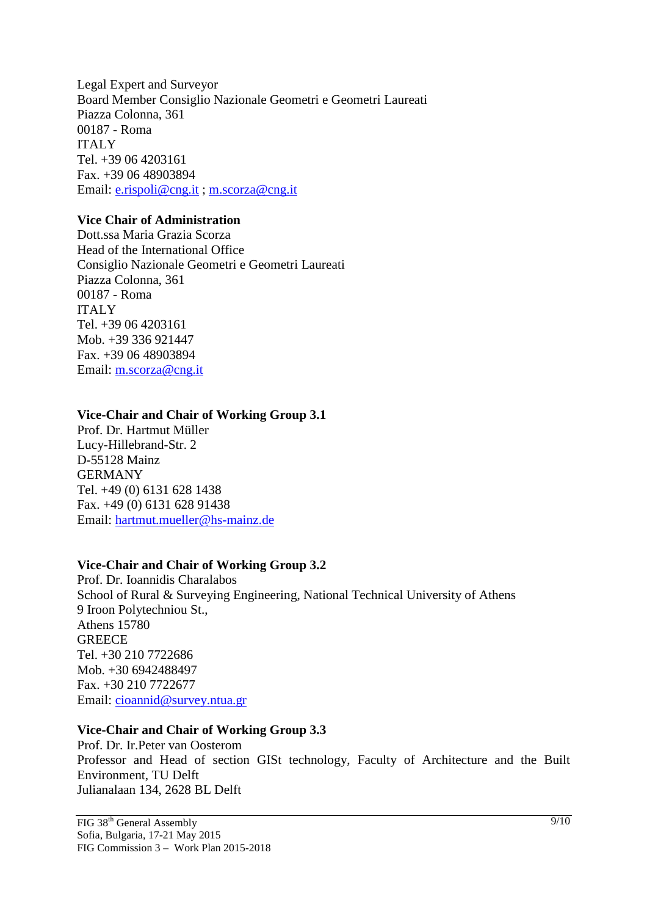Legal Expert and Surveyor
Board Member Consiglio Nazionale Geometri e Geometri Laureati
Piazza Colonna, 361
00187 - Roma
ITALY
Tel. +39 06 4203161
Fax. +39 06 48903894
Email: e.rispoli@cng.it ; m.scorza@cng.it

**Vice Chair of Administration**
Dott.ssa Maria Grazia Scorza
Head of the International Office
Consiglio Nazionale Geometri e Geometri Laureati
Piazza Colonna, 361
00187 - Roma
ITALY
Tel. +39 06 4203161
Mob. +39 336 921447
Fax. +39 06 48903894
Email: m.scorza@cng.it

**Vice-Chair and Chair of Working Group 3.1**
Prof. Dr. Hartmut Müller
Lucy-Hillebrand-Str. 2
D-55128 Mainz
GERMANY
Tel. +49 (0) 6131 628 1438
Fax. +49 (0) 6131 628 91438
Email: hartmut.mueller@hs-mainz.de

**Vice-Chair and Chair of Working Group 3.2**
Prof. Dr. Ioannidis Charalabos
School of Rural & Surveying Engineering, National Technical University of Athens
9 Iroon Polytechniou St.,
Athens 15780
GREECE
Tel. +30 210 7722686
Mob. +30 6942488497
Fax. +30 210 7722677
Email: cioannid@survey.ntua.gr

**Vice-Chair and Chair of Working Group 3.3**
Prof. Dr. Ir.Peter van Oosterom
Professor and Head of section GISt technology, Faculty of Architecture and the Built Environment, TU Delft
Julianalaan 134, 2628 BL Delft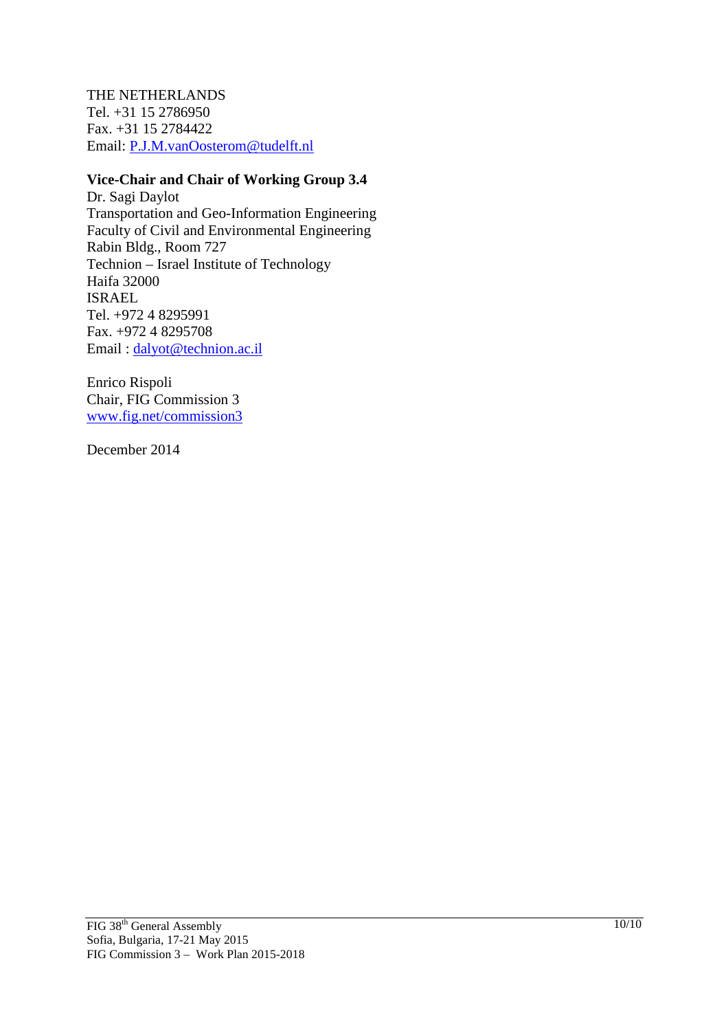THE NETHERLANDS
Tel. +31 15 2786950
Fax. +31 15 2784422
Email: P.J.M.vanOosterom@tudelft.nl

**Vice-Chair and Chair of Working Group 3.4**
Dr. Sagi Daylot
Transportation and Geo-Information Engineering
Faculty of Civil and Environmental Engineering
Rabin Bldg., Room 727
Technion – Israel Institute of Technology
Haifa 32000
ISRAEL
Tel. +972 4 8295991
Fax. +972 4 8295708
Email : dalyot@technion.ac.il

Enrico Rispoli
Chair, FIG Commission 3
www.fig.net/commission3

December 2014